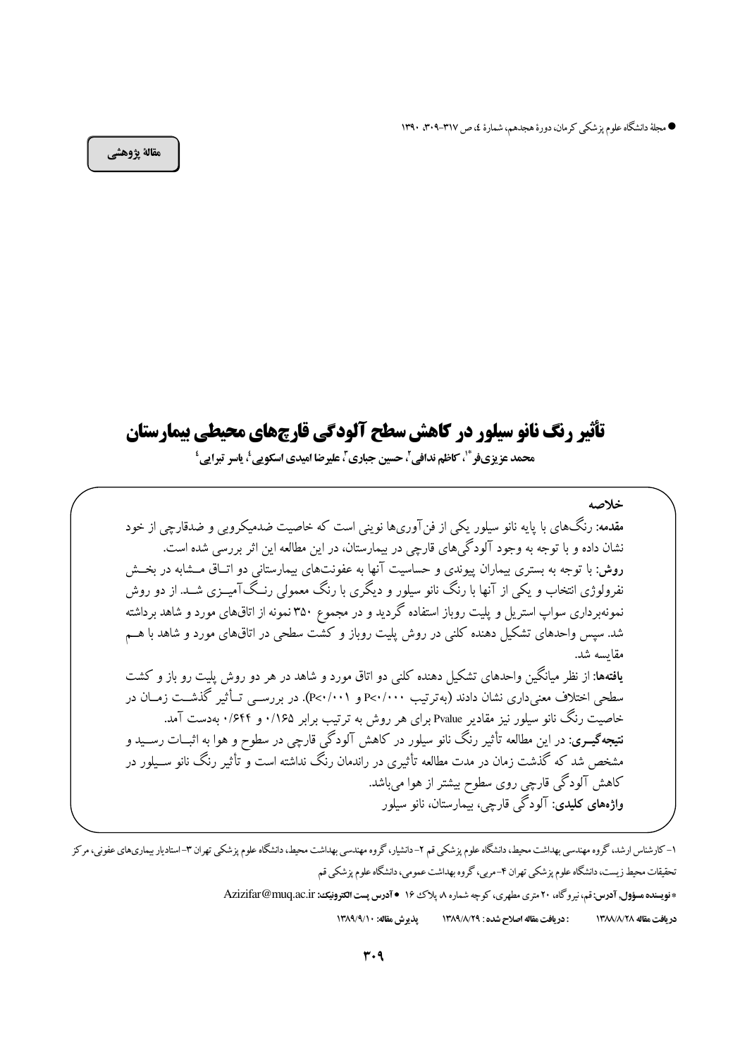مقالهٔ پژوهشی

# تأثیر رنگ نانو سیلور در کاهش سطح آلودگی قارچ‌های محیطی بیمارستان

**محمد عزیزی‌فر[1*]، کاظم ندافی[2]، حسین جباری[3]، علیرضا امیدی اسکویی[4]، یاسر تبرایی[4]**

## خلاصه

**مقدمه:** رنگ‌های با پایه نانو سیلور یکی از فن‌آوری‌ها نوینی است که خاصیت ضدمیکروبی و ضدقارچی از خود نشان داده و با توجه به وجود آلودگی‌های قارچی در بیمارستان، در این مطالعه این اثر بررسی شده است.

**روش:** با توجه به بستری بیماران پیوندی و حساسیت آنها به عفونت‌های بیمارستانی دو اتاق مشابه در بخش نفرولوژی انتخاب و یکی از آنها با رنگ نانو سیلور و دیگری با رنگ معمولی رنگ‌آمیزی شد. از دو روش نمونه‌برداری سواپ استریل و پلیت روباز استفاده گردید و در مجموع ۳۵۰ نمونه از اتاق‌های مورد و شاهد برداشته شد. سپس واحدهای تشکیل دهنده کلنی در روش پلیت روباز و کشت سطحی در اتاق‌های مورد و شاهد با هم مقایسه شد.

**یافته‌ها:** از نظر میانگین واحدهای تشکیل دهنده کلنی دو اتاق مورد و شاهد در هر دو روش پلیت رو باز و کشت سطحی اختلاف معنی‌داری نشان دادند (به‌ترتیب P<۰/۰۰۰ و P<۰/۰۰۱). در بررسی تأثیر گذشت زمان در خاصیت رنگ نانو سیلور نیز مقادیر Pvalue برای هر روش به ترتیب برابر ۰/۱۶۵ و ۰/۶۴۴ به‌دست آمد.

**نتیجه‌گیری:** در این مطالعه تأثیر رنگ نانو سیلور در کاهش آلودگی قارچی در سطوح و هوا به اثبات رسید و مشخص شد که گذشت زمان در مدت مطالعه تأثیری در راندمان رنگ نداشته است و تأثیر رنگ نانو سیلور در کاهش آلودگی قارچی روی سطوح بیشتر از هوا می‌باشد.

**واژه‌های کلیدی:** آلودگی قارچی، بیمارستان، نانو سیلور

---

۱- کارشناس ارشد، گروه مهندسی بهداشت محیط، دانشگاه علوم پزشکی قم ۲- دانشیار، گروه مهندسی بهداشت محیط، دانشگاه علوم پزشکی تهران ۳- استادیار بیماری‌های عفونی، مرکز تحقیقات محیط زیست، دانشگاه علوم پزشکی تهران ۴- مربی، گروه بهداشت عمومی، دانشگاه علوم پزشکی قم

* نویسنده مسؤول، آدرس: قم، نیروگاه، ۲۰ متری مطهری، کوچه شماره ۸ پلاک ۱۶ • آدرس پست الکترونیک: Azizifar@muq.ac.ir

دریافت مقاله ۱۳۸۸/۸/۲۸ : دریافت مقاله اصلاح شده: ۱۳۸۹/۸/۲۹ پذیرش مقاله: ۱۳۸۹/۹/۱۰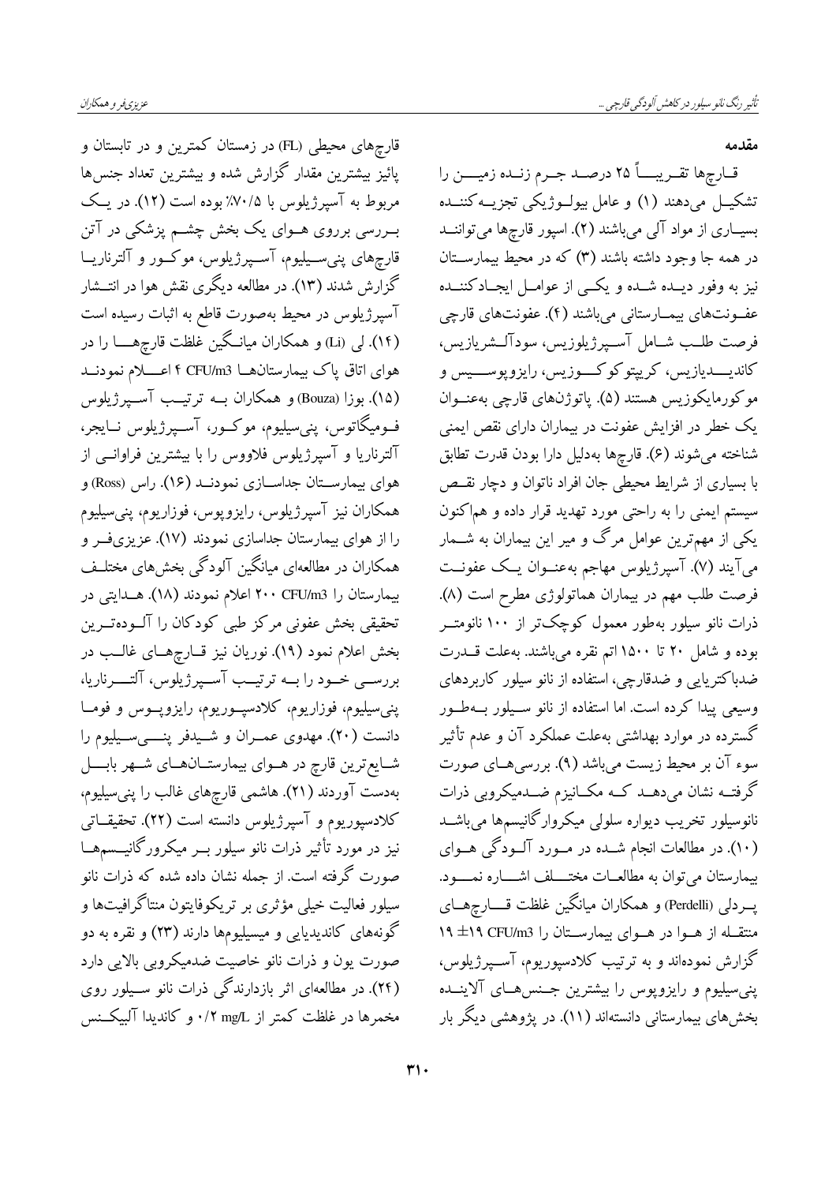## مقدمه

قارچها تقریباً ۲۵ درصد جرم زنده زمین را تشکیل می‌دهند (۱) و عامل بیولوژیکی تجزیه کننده بسیاری از مواد آلی می‌باشند (۲). اسپور قارچها می‌توانند در همه جا وجود داشته باشند (۳) که در محیط بیمارستان نیز به وفور دیده شده و یکی از عوامل ایجادکننده عفونت‌های بیمارستانی می‌باشند (۴). عفونت‌های قارچی فرصت طلب شامل آسپرژیلوزیس، سودآلشریازیس، کاندیدیازیس، کریپتوکوکوزیس، رایزوپوسیس و موکورمایکوزیس هستند (۵). پاتوژن‌های قارچی به‌عنوان یک خطر در افزایش عفونت در بیماران دارای نقص ایمنی شناخته می‌شوند (۶). قارچها به‌دلیل دارا بودن قدرت تطابق با بسیاری از شرایط محیطی جان افراد ناتوان و دچار نقص سیستم ایمنی را به راحتی مورد تهدید قرار داده و هم‌اکنون یکی از مهم‌ترین عوامل مرگ و میر این بیماران به شمار می‌آیند (۷). آسپرژیلوس مهاجم به‌عنوان یک عفونت فرصت طلب مهم در بیماران هماتولوژی مطرح است (۸). ذرات نانو سیلور به‌طور معمول کوچک‌تر از ۱۰۰ نانومتر بوده و شامل ۲۰ تا ۱۵۰۰ اتم نقره می‌باشند. به‌علت قدرت ضدباکتریایی و ضدقارچی، استفاده از نانو سیلور کاربردهای وسیعی پیدا کرده است. اما استفاده از نانو سیلور به‌طور گسترده در موارد بهداشتی به‌علت عملکرد آن و عدم تأثیر سوء آن بر محیط زیست می‌باشد (۹). بررسی‌های صورت گرفته نشان می‌دهد که مکانیزم ضدمیکروبی ذرات نانوسیلور تخریب دیواره سلولی میکروارگانیسم‌ها می‌باشد (۱۰). در مطالعات انجام شده در مورد آلودگی هوای بیمارستان می‌توان به مطالعات مختلف اشاره نمود. پردلی (Perdelli) و همکاران میانگین غلظت قارچهای منتقله از هوا در هوای بیمارستان را CFU/m3 ۱۹± ۱۹ گزارش نموده‌اند و به ترتیب کلادسپوریوم، آسپرژیلوس، پنی‌سیلیوم و رایزوپوس را بیشترین جنس‌های آلاینده بخش‌های بیمارستانی دانسته‌اند (۱۱). در پژوهشی دیگر بار قارچهای محیطی (FL) در زمستان کمترین و در تابستان و پائیز بیشترین مقدار گزارش شده و بیشترین تعداد جنس‌ها مربوط به آسپرژیلوس با ۷۰/۵٪ بوده است (۱۲). در یک بررسی برروی هوای یک بخش چشم پزشکی در آتن قارچهای پنی‌سیلیوم، آسپرژیلوس، موکور و آلترناریا گزارش شدند (۱۳). در مطالعه دیگری نقش هوا در انتشار آسپرژیلوس در محیط به‌صورت قاطع به اثبات رسیده است (۱۴). لی (Li) و همکاران میانگین غلظت قارچها را در هوای اتاق پاک بیمارستان‌ها CFU/m3 ۴ اعلام نمودند (۱۵). بوزا (Bouza) و همکاران به ترتیب آسپرژیلوس فومیگاتوس، پنی‌سیلیوم، موکور، آسپرژیلوس نایجر، آلترناریا و آسپرژیلوس فلاووس را با بیشترین فراوانی از هوای بیمارستان جداسازی نمودند (۱۶). راس (Ross) و همکاران نیز آسپرژیلوس، رایزوپوس، فوزاریوم، پنی‌سیلیوم را از هوای بیمارستان جداسازی نمودند (۱۷). عزیزی‌فر و همکاران در مطالعه‌ای میانگین آلودگی بخش‌های مختلف بیمارستان را CFU/m3 ۲۰۰ اعلام نمودند (۱۸). هدایتی در تحقیقی بخش عفونی مرکز طبی کودکان را آلوده‌ترین بخش اعلام نمود (۱۹). نوریان نیز قارچهای غالب در بررسی خود را به ترتیب آسپرژیلوس، آلترناریا، پنی‌سیلیوم، فوزاریوم، کلادسپوریوم، رایزوپوس و فوما دانست (۲۰). مهدوی عمران و شیدفر پنی‌سیلیوم را شایع‌ترین قارچ در هوای بیمارستان‌های شهر بابل به‌دست آوردند (۲۱). هاشمی قارچهای غالب را پنی‌سیلیوم، کلادسپوریوم و آسپرژیلوس دانسته است (۲۲). تحقیقاتی نیز در مورد تأثیر ذرات نانو سیلور بر میکروارگانیسم‌ها صورت گرفته است. از جمله نشان داده شده که ذرات نانو سیلور فعالیت خیلی مؤثری بر تریکوفایتون منتاگرافیت‌ها و گونه‌های کاندیدیایی و میسیلیوم‌ها دارند (۲۳) و نقره به دو صورت یون و ذرات نانو خاصیت ضدمیکروبی بالایی دارد (۲۴). در مطالعه‌ای اثر بازدارندگی ذرات نانو سیلور روی مخمرها در غلظت کمتر از mg/L ۰/۲ و کاندیدا آلبیکنس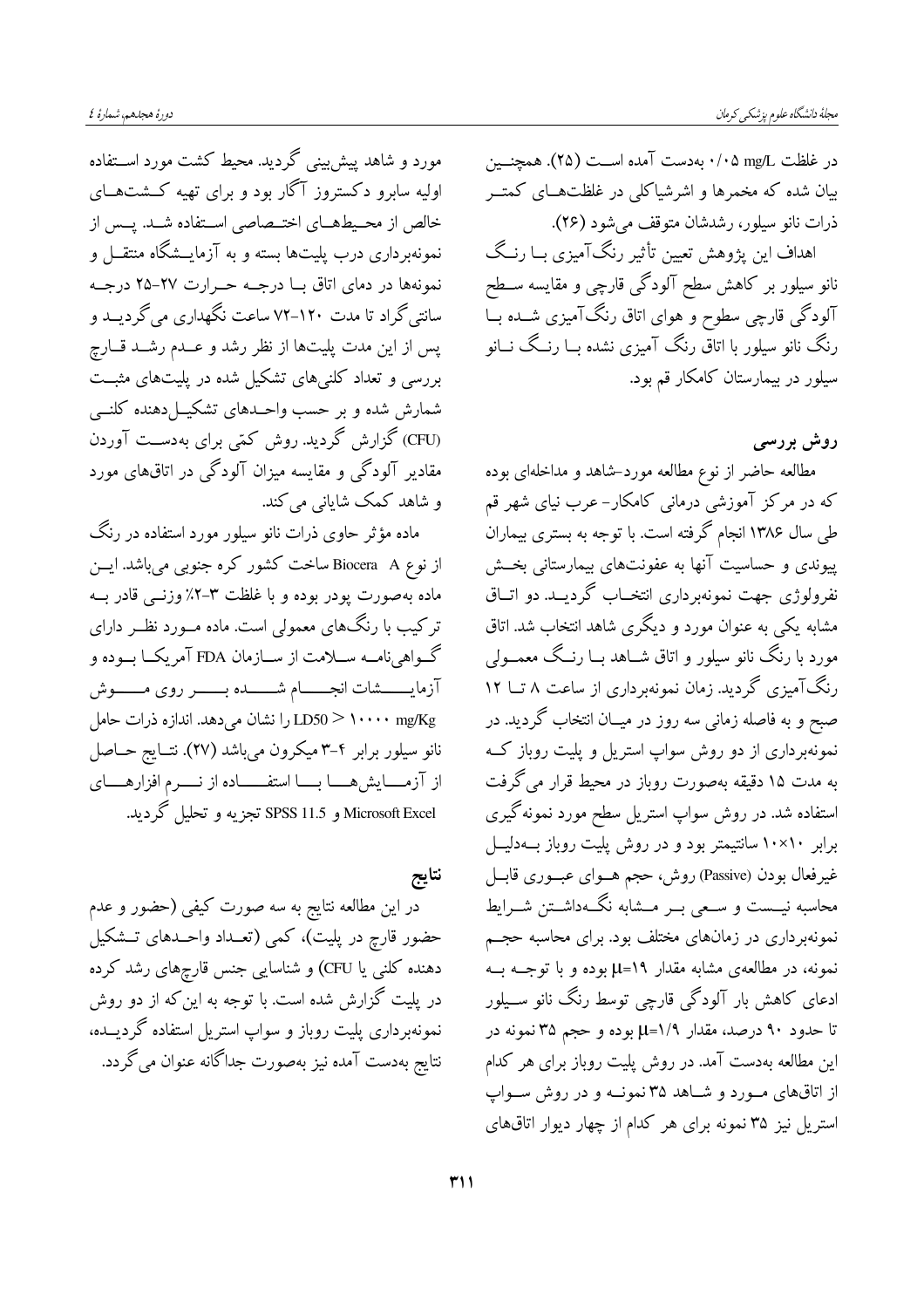در غلظت ۰/۰۵ mg/L بدست آمده است (۲۵). همچنین بیان شده که مخمرها و اشرشیاکلی در غلظت‌های کمتر ذرات نانو سیلور، رشدشان متوقف می‌شود (۲۶).

اهداف این پژوهش تعیین تأثیر رنگ‌آمیزی با رنگ نانو سیلور بر کاهش سطح آلودگی قارچی و مقایسه سطح آلودگی قارچی سطوح و هوای اتاق رنگ‌آمیزی شده با رنگ نانو سیلور با اتاق رنگ آمیزی نشده با رنگ نانو سیلور در بیمارستان کامکار قم بود.

## روش بررسی

مطالعه حاضر از نوع مطالعه مورد-شاهد و مداخله‌ای بوده که در مرکز آموزشی درمانی کامکار- عرب نیای شهر قم طی سال ۱۳۸۶ انجام گرفته است. با توجه به بستری بیماران پیوندی و حساسیت آنها به عفونت‌های بیمارستانی بخش نفرولوژی جهت نمونه‌برداری انتخاب گردید. دو اتاق مشابه یکی به عنوان مورد و دیگری شاهد انتخاب شد. اتاق مورد با رنگ نانو سیلور و اتاق شاهد با رنگ معمولی رنگ‌آمیزی گردید. زمان نمونه‌برداری از ساعت ۸ تا ۱۲ صبح و به فاصله زمانی سه روز در میان انتخاب گردید. در نمونه‌برداری از دو روش سواپ استریل و پلیت روباز که به مدت ۱۵ دقیقه به‌صورت روباز در محیط قرار می‌گرفت استفاده شد. در روش سواپ استریل سطح مورد نمونه‌گیری برابر ۱۰×۱۰ سانتیمتر بود و در روش پلیت روباز به‌دلیل غیرفعال بودن (Passive) روش، حجم هوای عبوری قابل محاسبه نیست و سعی بر مشابه نگه‌داشتن شرایط نمونه‌برداری در زمان‌های مختلف بود. برای محاسبه حجم نمونه، در مطالعه‌ی مشابه مقدار $\mu$=۱۹ بوده و با توجه به ادعای کاهش بار آلودگی قارچی توسط رنگ نانو سیلور تا حدود ۹۰ درصد، مقدار $\mu$=۱/۹ بوده و حجم ۳۵ نمونه در این مطالعه به‌دست آمد. در روش پلیت روباز برای هر کدام از اتاق‌های مورد و شاهد ۳۵ نمونه و در روش سواپ استریل نیز ۳۵ نمونه برای هر کدام از چهار دیوار اتاق‌های مورد و شاهد پیش‌بینی گردید. محیط کشت مورد استفاده اولیه سابرو دکستروز آگار بود و برای تهیه کشت‌های خالص از محیط‌های اختصاصی استفاده شد. پس از نمونه‌برداری درب پلیت‌ها بسته و به آزمایشگاه منتقل و نمونه‌ها در دمای اتاق با درجه حرارت ۲۷-۲۵ درجه سانتی‌گراد تا مدت ۱۲۰-۷۲ ساعت نگهداری می‌گردید و پس از این مدت پلیت‌ها از نظر رشد و عدم رشد قارچ بررسی و تعداد کلنی‌های تشکیل شده در پلیت‌های مثبت شمارش شده و بر حسب واحدهای تشکیل‌دهنده کلنی (CFU) گزارش گردید. روش کمّی برای به‌دست آوردن مقادیر آلودگی و مقایسه میزان آلودگی در اتاق‌های مورد و شاهد کمک شایانی می‌کند.

ماده مؤثر حاوی ذرات نانو سیلور مورد استفاده در رنگ از نوع Biocera A ساخت کشور کره جنوبی می‌باشد. این ماده به‌صورت پودر بوده و با غلظت ۳-۲٪ وزنی قادر به ترکیب با رنگ‌های معمولی است. ماده مورد نظر دارای گواهی‌نامه سلامت از سازمان FDA آمریکا بوده و آزمایشات انجام شده بر روی موش LD50 > ۱۰۰۰۰ mg/Kg را نشان می‌دهد. اندازه ذرات حامل نانو سیلور برابر ۴-۳ میکرون می‌باشد (۲۷). نتایج حاصل از آزمایش‌ها با استفاده از نرم افزارهای Microsoft Excel و SPSS 11.5 تجزیه و تحلیل گردید.

## نتایج

در این مطالعه نتایج به سه صورت کیفی (حضور و عدم حضور قارچ در پلیت)، کمی (تعداد واحدهای تشکیل دهنده کلنی یا CFU) و شناسایی جنس قارچ‌های رشد کرده در پلیت گزارش شده است. با توجه به این‌که از دو روش نمونه‌برداری پلیت روباز و سواپ استریل استفاده گردیده، نتایج به‌دست آمده نیز به‌صورت جداگانه عنوان می‌گردد.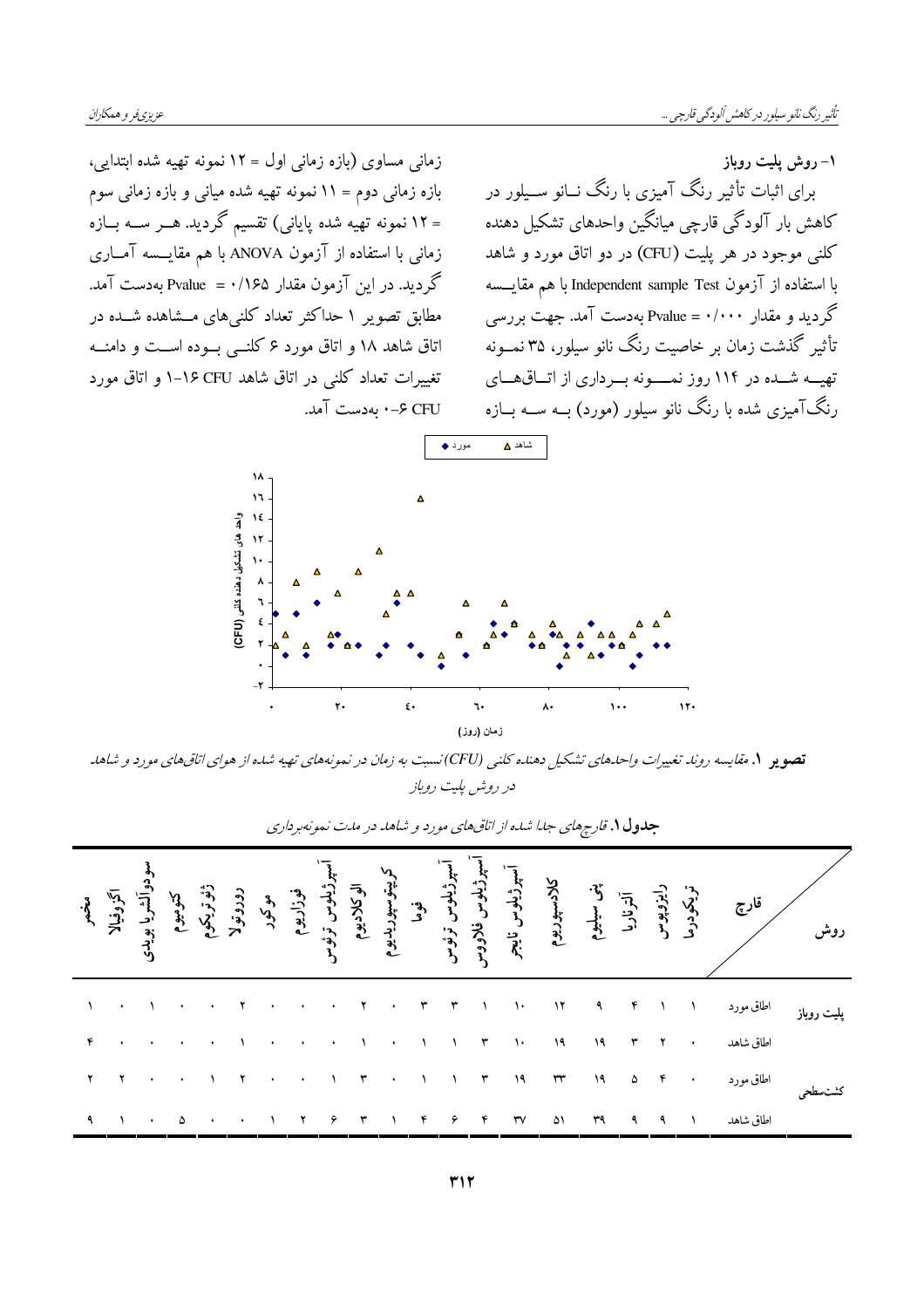### ۱- روش پلیت روباز

برای اثبات تأثیر رنگ آمیزی با رنگ نانو سیلور در کاهش بار آلودگی قارچی میانگین واحدهای تشکیل دهنده کلنی موجود در هر پلیت (CFU) در دو اتاق مورد و شاهد با استفاده از آزمون Independent sample Test با هم مقایسه گردید و مقدار Pvalue = ۰/۰۰۰ به‌دست آمد. جهت بررسی تأثیر گذشت زمان بر خاصیت رنگ نانو سیلور، ۳۵ نمونه تهیه شده در ۱۱۴ روز نمونه برداری از اتاق‌های رنگ‌آمیزی شده با رنگ نانو سیلور (مورد) به سه بازه زمانی مساوی (بازه زمانی اول = ۱۲ نمونه تهیه شده ابتدایی، بازه زمانی دوم = ۱۱ نمونه تهیه شده میانی و بازه زمانی سوم = ۱۲ نمونه تهیه شده پایانی) تقسیم گردید. هر سه بازه زمانی با استفاده از آزمون ANOVA با هم مقایسه آماری گردید. در این آزمون مقدار Pvalue = ۰/۱۶۵ به‌دست آمد. مطابق تصویر ۱ حداکثر تعداد کلنی‌های مشاهده شده در اتاق شاهد ۱۸ و اتاق مورد ۶ کلنی بوده است و دامنه تغییرات تعداد کلنی در اتاق شاهد CFU ۱۶-۱ و اتاق مورد CFU ۶-۰ به‌دست آمد.

**تصویر ۱**. *مقایسه روند تغییرات واحدهای تشکیل دهنده کلنی (CFU) نسبت به زمان در نمونه‌های تهیه شده از هوای اتاق‌های مورد و شاهد در روش پلیت روباز*

**جدول ۱**. *قارچ‌های جدا شده از اتاق‌های مورد و شاهد در مدت نمونه‌برداری*

| روش | قارچ | تریکودرما | رایزوپوس | آلترناریا | پنی سیلیوم | کلادسپوریوم | آسپرژیلوس نایجر | آسپرژیلوس فلاووس | آسپرژیلوس ترئوس | فوما | کریپتوسپوریدیوم | الوکلادیوم | آسپرژیلوس ترئوس | فوزاریوم | موکور | رودوتولا | ژئوتریکوم | کتومیوم | سودوآلشریا بویدی | آکروفیالا | مخمر |
|---|---|---|---|---|---|---|---|---|---|---|---|---|---|---|---|---|---|---|---|---|---|
| پلیت روباز | اطاق مورد | ۱ | ۱ | ۴ | ۹ | ۱۲ | ۱۰ | ۱ | ۳ | ۳ | ۰ | ۲ | ۰ | ۰ | ۰ | ۲ | ۰ | ۰ | ۱ | ۰ | ۱ |
| | اطاق شاهد | ۰ | ۲ | ۳ | ۱۹ | ۱۹ | ۱۰ | ۳ | ۱ | ۱ | ۰ | ۱ | ۰ | ۰ | ۰ | ۱ | ۰ | ۰ | ۰ | ۰ | ۴ |
| کشت‌سطحی | اطاق مورد | ۰ | ۴ | ۵ | ۱۹ | ۳۳ | ۱۹ | ۳ | ۱ | ۱ | ۰ | ۳ | ۱ | ۰ | ۰ | ۲ | ۱ | ۰ | ۰ | ۲ | ۲ |
| | اطاق شاهد | ۱ | ۹ | ۹ | ۳۹ | ۵۱ | ۳۷ | ۴ | ۶ | ۴ | ۱ | ۳ | ۶ | ۲ | ۱ | ۰ | ۰ | ۵ | ۰ | ۱ | ۹ |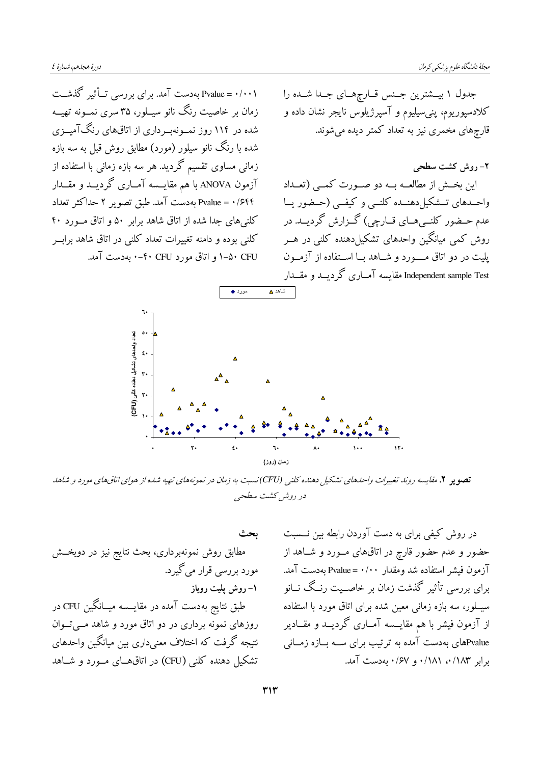جدول ۱ بیشترین جنس قارچهای جدا شده را کلادسپوریوم، پنی‌سیلیوم و آسپرژیلوس نایجر نشان داده و قارچهای مخمری نیز به تعداد کمتر دیده می‌شوند.

**۲- روش کشت سطحی**

این بخش از مطالعه به دو صورت کمی (تعداد واحدهای تشکیل‌دهنده کلنی و کیفی (حضور یا عدم حضور کلنی‌های قارچی) گزارش گردید. در روش کمی میانگین واحدهای تشکیل‌دهنده کلنی در هر پلیت در دو اتاق مورد و شاهد با استفاده از آزمون Independent sample Test مقایسه آماری گردید و مقدار Pvalue = ۰/۰۰۱ به‌دست آمد. برای بررسی تأثیر گذشت زمان بر خاصیت رنگ نانو سیلور، ۳۵ سری نمونه تهیه شده در ۱۱۴ روز نمونه‌برداری از اتاق‌های رنگ‌آمیزی شده با رنگ نانو سیلور (مورد) مطابق روش قبل به سه بازه زمانی مساوی تقسیم گردید. هر سه بازه زمانی با استفاده از آزمون ANOVA با هم مقایسه آماری گردید و مقدار Pvalue = ۰/۶۴۴ به‌دست آمد. طبق تصویر ۲ حداکثر تعداد کلنی‌های جدا شده از اتاق شاهد برابر ۵۰ و اتاق مورد ۴۰ کلنی بوده و دامنه تغییرات تعداد کلنی در اتاق شاهد برابر CFU ۵۰-۱ و اتاق مورد CFU ۴۰-۰ به‌دست آمد.

**تصویر ۲.** *مقایسه روند تغییرات واحدهای تشکیل دهنده کلنی (CFU) نسبت به زمان در نمونه‌های تهیه شده از هوای اتاق‌های مورد و شاهد در روش کشت سطحی*

در روش کیفی برای به دست آوردن رابطه بین نسبت حضور و عدم حضور قارچ در اتاق‌های مورد و شاهد از آزمون فیشر استفاده شد ومقدار Pvalue = ۰/۰۰ به‌دست آمد. برای بررسی تأثیر گذشت زمان بر خاصیت رنگ نانو سیلور، سه بازه زمانی معین شده برای اتاق مورد با استفاده از آزمون فیشر با هم مقایسه آماری گردید و مقادیر Pvalueهای به‌دست آمده به ترتیب برای سه بازه زمانی برابر ۰/۱۸۳، ۰/۱۸۱ و ۰/۶۷ به‌دست آمد.

## بحث

مطابق روش نمونه‌برداری، بحث نتایج نیز در دوبخش مورد بررسی قرار می‌گیرد.

**۱- روش پلیت روباز**

طبق نتایج به‌دست آمده در مقایسه میانگین CFU در روزهای نمونه برداری در دو اتاق مورد و شاهد می‌توان نتیجه گرفت که اختلاف معنی‌داری بین میانگین واحدهای تشکیل دهنده کلنی (CFU) در اتاق‌های مورد و شاهد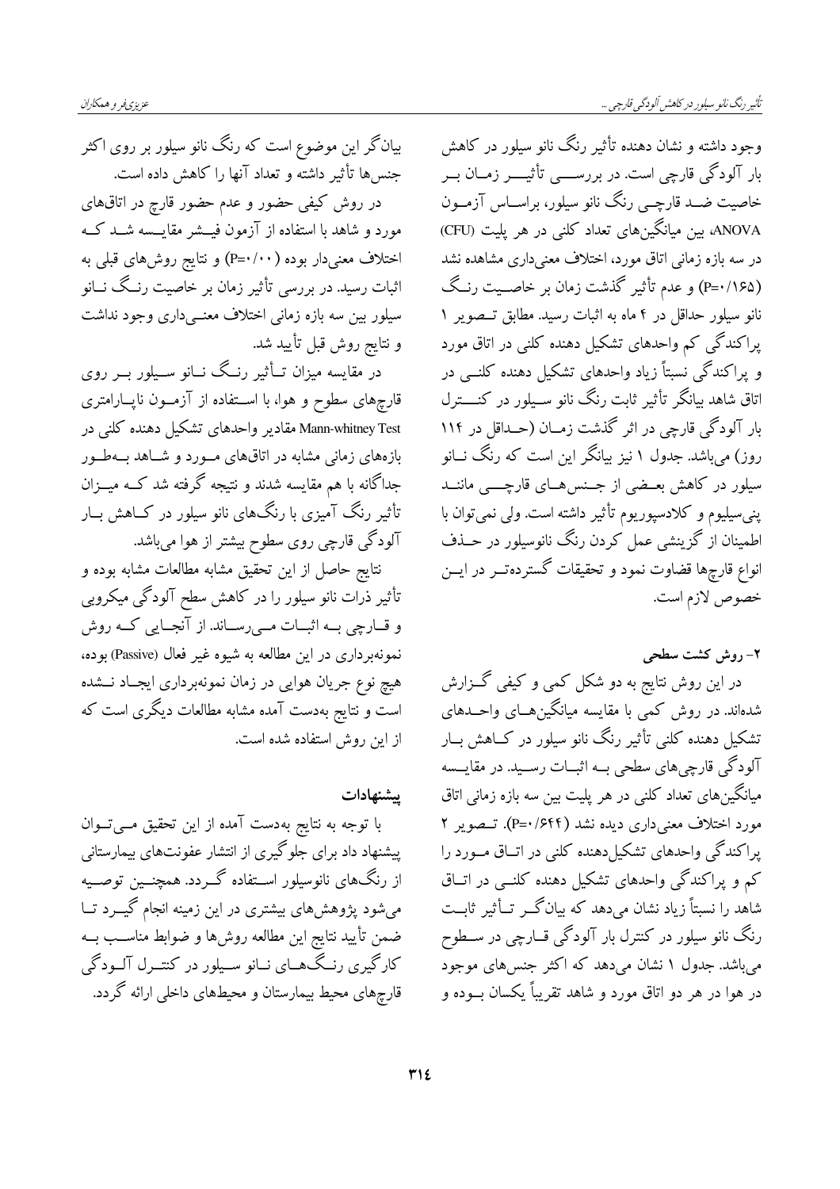وجود داشته و نشان دهنده تأثیر رنگ نانو سیلور در کاهش بار آلودگی قارچی است. در بررسی تأثیر زمان بر خاصیت ضد قارچی رنگ نانو سیلور، براساس آزمون ANOVA، بین میانگین‌های تعداد کلنی در هر پلیت (CFU) در سه بازه زمانی اتاق مورد، اختلاف معنی‌داری مشاهده نشد (P=۰/۱۶۵) و عدم تأثیر گذشت زمان بر خاصیت رنگ نانو سیلور حداقل در ۴ ماه به اثبات رسید. مطابق تصویر ۱ پراکندگی کم واحدهای تشکیل دهنده کلنی در اتاق مورد و پراکندگی نسبتاً زیاد واحدهای تشکیل دهنده کلنی در اتاق شاهد بیانگر تأثیر ثابت رنگ نانو سیلور در کنترل بار آلودگی قارچی در اثر گذشت زمان (حداقل در ۱۱۴ روز) می‌باشد. جدول ۱ نیز بیانگر این است که رنگ نانو سیلور در کاهش بعضی از جنس‌های قارچی مانند پنی‌سیلیوم و کلادسپوریوم تأثیر داشته است. ولی نمی‌توان با اطمینان از گزینشی عمل کردن رنگ نانوسیلور در حذف انواع قارچ‌ها قضاوت نمود و تحقیقات گسترده‌تر در این خصوص لازم است.

## ۲- روش کشت سطحی

در این روش نتایج به دو شکل کمی و کیفی گزارش شده‌اند. در روش کمی با مقایسه میانگین‌های واحدهای تشکیل دهنده کلنی تأثیر رنگ نانو سیلور در کاهش بار آلودگی قارچی‌های سطحی به اثبات رسید. در مقایسه میانگین‌های تعداد کلنی در هر پلیت بین سه بازه زمانی اتاق مورد اختلاف معنی‌داری دیده نشد (P=۰/۶۴۴). تصویر ۲ پراکندگی واحدهای تشکیل‌دهنده کلنی در اتاق مورد را کم و پراکندگی واحدهای تشکیل دهنده کلنی در اتاق شاهد را نسبتاً زیاد نشان می‌دهد که بیان‌گر تأثیر ثابت رنگ نانو سیلور در کنترل بار آلودگی قارچی در سطوح می‌باشد. جدول ۱ نشان می‌دهد که اکثر جنس‌های موجود در هوا در هر دو اتاق مورد و شاهد تقریباً یکسان بوده و بیان‌گر این موضوع است که رنگ نانو سیلور بر روی اکثر جنس‌ها تأثیر داشته و تعداد آنها را کاهش داده است.

در روش کیفی حضور و عدم حضور قارچ در اتاق‌های مورد و شاهد با استفاده از آزمون فیشر مقایسه شد که اختلاف معنی‌دار بوده (P=۰/۰۰) و نتایج روش‌های قبلی به اثبات رسید. در بررسی تأثیر زمان بر خاصیت رنگ نانو سیلور بین سه بازه زمانی اختلاف معنی‌داری وجود نداشت و نتایج روش قبل تأیید شد.

در مقایسه میزان تأثیر رنگ نانو سیلور بر روی قارچ‌های سطوح و هوا، با استفاده از آزمون ناپارامتری Mann-whitney Test مقادیر واحدهای تشکیل دهنده کلنی در بازه‌های زمانی مشابه در اتاق‌های مورد و شاهد به‌طور جداگانه با هم مقایسه شدند و نتیجه گرفته شد که میزان تأثیر رنگ آمیزی با رنگ‌های نانو سیلور در کاهش بار آلودگی قارچی روی سطوح بیشتر از هوا می‌باشد.

نتایج حاصل از این تحقیق مشابه مطالعات مشابه بوده و تأثیر ذرات نانو سیلور را در کاهش سطح آلودگی میکروبی و قارچی به اثبات می‌رساند. از آنجایی که روش نمونه‌برداری در این مطالعه به شیوه غیر فعال (Passive) بوده، هیچ نوع جریان هوایی در زمان نمونه‌برداری ایجاد نشده است و نتایج به‌دست آمده مشابه مطالعات دیگری است که از این روش استفاده شده است.

## پیشنهادات

با توجه به نتایج به‌دست آمده از این تحقیق می‌توان پیشنهاد داد برای جلوگیری از انتشار عفونت‌های بیمارستانی از رنگ‌های نانوسیلور استفاده گردد. همچنین توصیه می‌شود پژوهش‌های بیشتری در این زمینه انجام گیرد تا ضمن تأیید نتایج این مطالعه روش‌ها و ضوابط مناسب به کارگیری رنگ‌های نانو سیلور در کنترل آلودگی قارچ‌های محیط بیمارستان و محیط‌های داخلی ارائه گردد.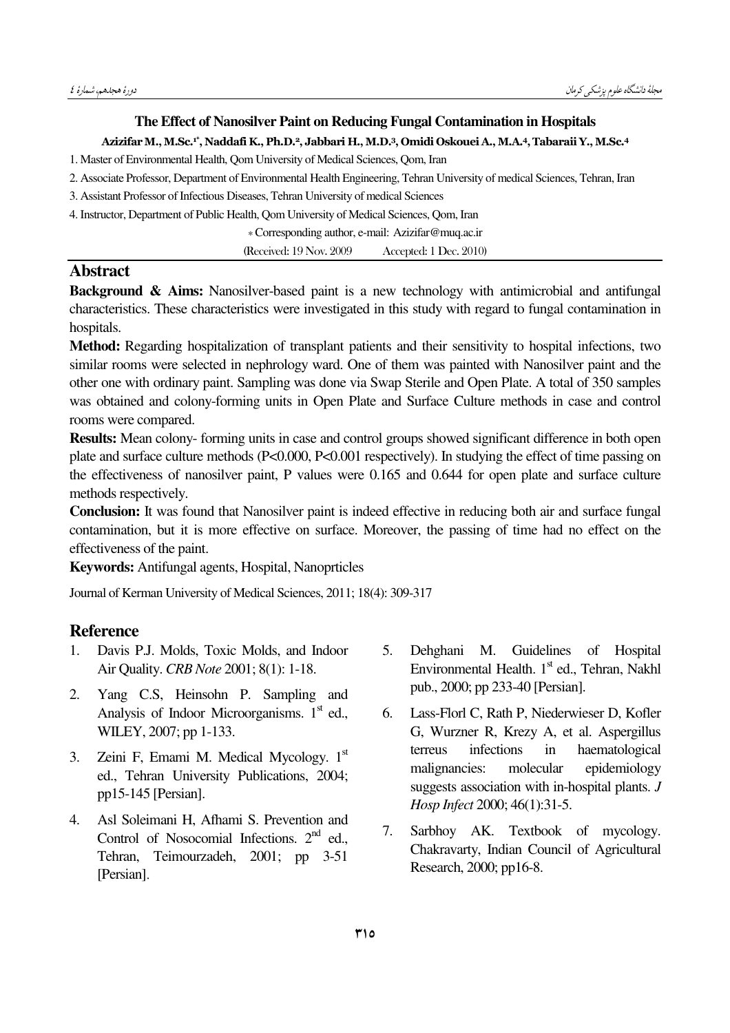## The Effect of Nanosilver Paint on Reducing Fungal Contamination in Hospitals

**Azizifar M., M.Sc.[1*], Naddafi K., Ph.D.[2], Jabbari H., M.D.[3], Omidi Oskouei A., M.A.[4], Tabaraii Y., M.Sc.[4]**

1. Master of Environmental Health, Qom University of Medical Sciences, Qom, Iran
2. Associate Professor, Department of Environmental Health Engineering, Tehran University of medical Sciences, Tehran, Iran
3. Assistant Professor of Infectious Diseases, Tehran University of medical Sciences
4. Instructor, Department of Public Health, Qom University of Medical Sciences, Qom, Iran

\* Corresponding author, e-mail: Azizifar@muq.ac.ir

(Received: 19 Nov. 2009 Accepted: 1 Dec. 2010)

## Abstract

**Background & Aims:** Nanosilver-based paint is a new technology with antimicrobial and antifungal characteristics. These characteristics were investigated in this study with regard to fungal contamination in hospitals.

**Method:** Regarding hospitalization of transplant patients and their sensitivity to hospital infections, two similar rooms were selected in nephrology ward. One of them was painted with Nanosilver paint and the other one with ordinary paint. Sampling was done via Swap Sterile and Open Plate. A total of 350 samples was obtained and colony-forming units in Open Plate and Surface Culture methods in case and control rooms were compared.

**Results:** Mean colony- forming units in case and control groups showed significant difference in both open plate and surface culture methods ($P<0.000$, $P<0.001$ respectively). In studying the effect of time passing on the effectiveness of nanosilver paint, P values were 0.165 and 0.644 for open plate and surface culture methods respectively.

**Conclusion:** It was found that Nanosilver paint is indeed effective in reducing both air and surface fungal contamination, but it is more effective on surface. Moreover, the passing of time had no effect on the effectiveness of the paint.

**Keywords:** Antifungal agents, Hospital, Nanoprticles

Journal of Kerman University of Medical Sciences, 2011; 18(4): 309-317

## Reference

1. Davis P.J. Molds, Toxic Molds, and Indoor Air Quality. *CRB Note* 2001; 8(1): 1-18.
2. Yang C.S, Heinsohn P. Sampling and Analysis of Indoor Microorganisms. 1st ed., WILEY, 2007; pp 1-133.
3. Zeini F, Emami M. Medical Mycology. 1st ed., Tehran University Publications, 2004; pp15-145 [Persian].
4. Asl Soleimani H, Afhami S. Prevention and Control of Nosocomial Infections. 2nd ed., Tehran, Teimourzadeh, 2001; pp 3-51 [Persian].
5. Dehghani M. Guidelines of Hospital Environmental Health. 1st ed., Tehran, Nakhl pub., 2000; pp 233-40 [Persian].
6. Lass-Florl C, Rath P, Niederwieser D, Kofler G, Wurzner R, Krezy A, et al. Aspergillus terreus infections in haematological malignancies: molecular epidemiology suggests association with in-hospital plants. *J Hosp Infect* 2000; 46(1):31-5.
7. Sarbhoy AK. Textbook of mycology. Chakravarty, Indian Council of Agricultural Research, 2000; pp16-8.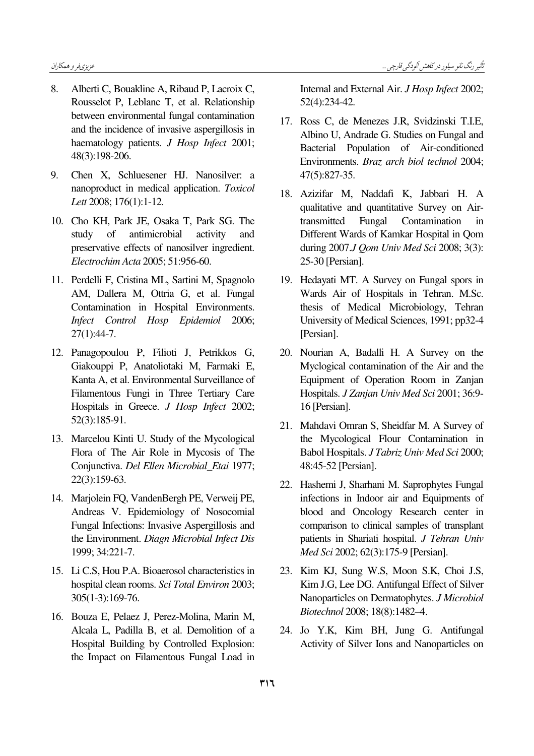8. Alberti C, Bouakline A, Ribaud P, Lacroix C, Rousselot P, Leblanc T, et al. Relationship between environmental fungal contamination and the incidence of invasive aspergillosis in haematology patients. *J Hosp Infect* 2001; 48(3):198-206.

9. Chen X, Schluesener HJ. Nanosilver: a nanoproduct in medical application. *Toxicol Lett* 2008; 176(1):1-12.

10. Cho KH, Park JE, Osaka T, Park SG. The study of antimicrobial activity and preservative effects of nanosilver ingredient. *Electrochim Acta* 2005; 51:956-60.

11. Perdelli F, Cristina ML, Sartini M, Spagnolo AM, Dallera M, Ottria G, et al. Fungal Contamination in Hospital Environments. *Infect Control Hosp Epidemiol* 2006; 27(1):44-7.

12. Panagopoulou P, Filioti J, Petrikkos G, Giakouppi P, Anatoliotaki M, Farmaki E, Kanta A, et al. Environmental Surveillance of Filamentous Fungi in Three Tertiary Care Hospitals in Greece. *J Hosp Infect* 2002; 52(3):185-91.

13. Marcelou Kinti U. Study of the Mycological Flora of The Air Role in Mycosis of The Conjunctiva. *Del Ellen Microbial_Etai* 1977; 22(3):159-63.

14. Marjolein FQ, VandenBergh PE, Verweij PE, Andreas V. Epidemiology of Nosocomial Fungal Infections: Invasive Aspergillosis and the Environment. *Diagn Microbial Infect Dis* 1999; 34:221-7.

15. Li C.S, Hou P.A. Bioaerosol characteristics in hospital clean rooms. *Sci Total Environ* 2003; 305(1-3):169-76.

16. Bouza E, Pelaez J, Perez-Molina, Marin M, Alcala L, Padilla B, et al. Demolition of a Hospital Building by Controlled Explosion: the Impact on Filamentous Fungal Load in Internal and External Air. *J Hosp Infect* 2002; 52(4):234-42.

17. Ross C, de Menezes J.R, Svidzinski T.I.E, Albino U, Andrade G. Studies on Fungal and Bacterial Population of Air-conditioned Environments. *Braz arch biol technol* 2004; 47(5):827-35.

18. Azizifar M, Naddafi K, Jabbari H. A qualitative and quantitative Survey on Air-transmitted Fungal Contamination in Different Wards of Kamkar Hospital in Qom during 2007.*J Qom Univ Med Sci* 2008; 3(3): 25-30 [Persian].

19. Hedayati MT. A Survey on Fungal spors in Wards Air of Hospitals in Tehran. M.Sc. thesis of Medical Microbiology, Tehran University of Medical Sciences, 1991; pp32-4 [Persian].

20. Nourian A, Badalli H. A Survey on the Myclogical contamination of the Air and the Equipment of Operation Room in Zanjan Hospitals. *J Zanjan Univ Med Sci* 2001; 36:9-16 [Persian].

21. Mahdavi Omran S, Sheidfar M. A Survey of the Mycological Flour Contamination in Babol Hospitals. *J Tabriz Univ Med Sci* 2000; 48:45-52 [Persian].

22. Hashemi J, Sharhani M. Saprophytes Fungal infections in Indoor air and Equipments of blood and Oncology Research center in comparison to clinical samples of transplant patients in Shariati hospital. *J Tehran Univ Med Sci* 2002; 62(3):175-9 [Persian].

23. Kim KJ, Sung W.S, Moon S.K, Choi J.S, Kim J.G, Lee DG. Antifungal Effect of Silver Nanoparticles on Dermatophytes. *J Microbiol Biotechnol* 2008; 18(8):1482–4.

24. Jo Y.K, Kim BH, Jung G. Antifungal Activity of Silver Ions and Nanoparticles on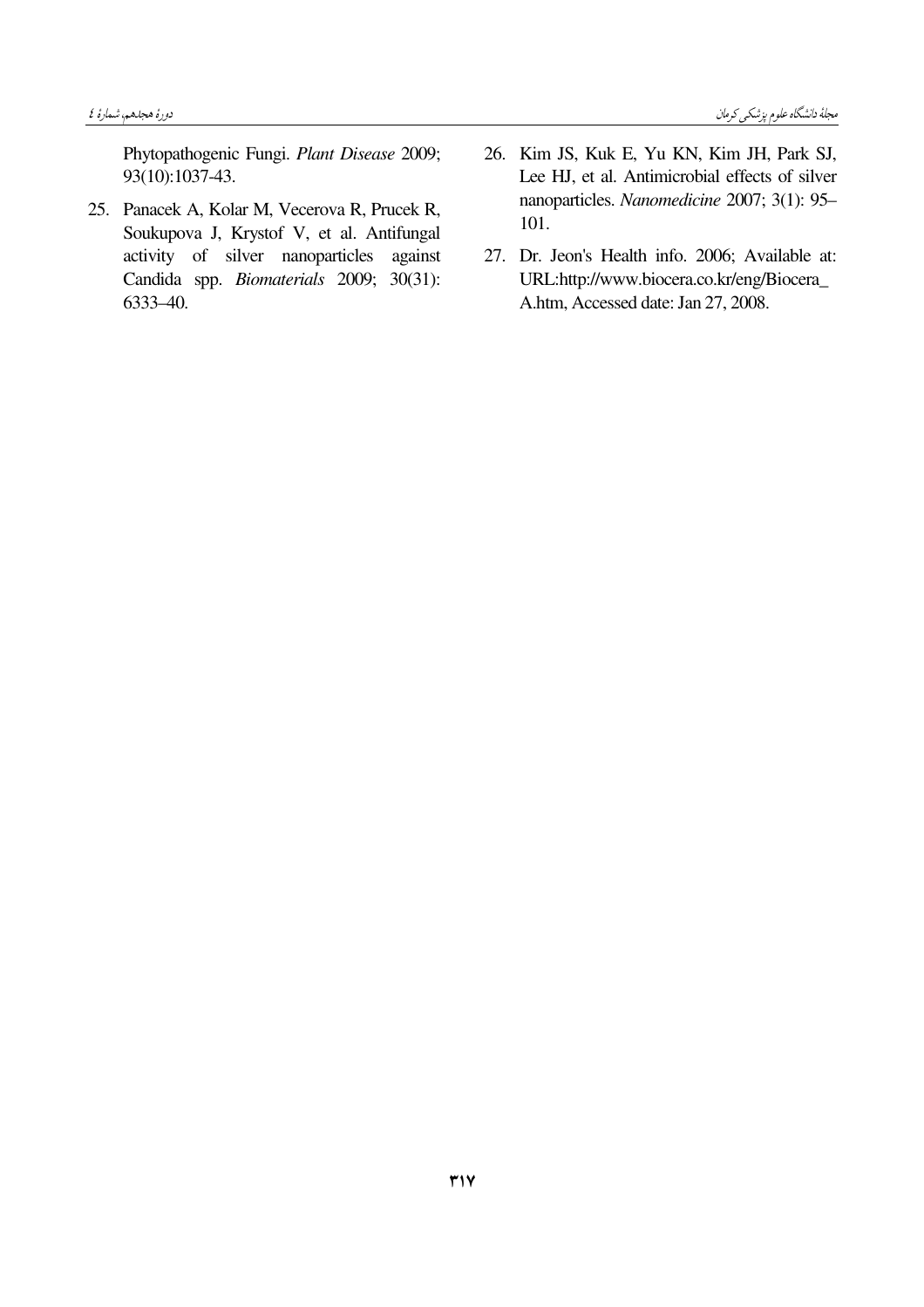Phytopathogenic Fungi. *Plant Disease* 2009; 93(10):1037-43.

25. Panacek A, Kolar M, Vecerova R, Prucek R, Soukupova J, Krystof V, et al. Antifungal activity of silver nanoparticles against Candida spp. *Biomaterials* 2009; 30(31): 6333–40.

26. Kim JS, Kuk E, Yu KN, Kim JH, Park SJ, Lee HJ, et al. Antimicrobial effects of silver nanoparticles. *Nanomedicine* 2007; 3(1): 95–101.

27. Dr. Jeon's Health info. 2006; Available at: URL:http://www.biocera.co.kr/eng/Biocera_A.htm, Accessed date: Jan 27, 2008.